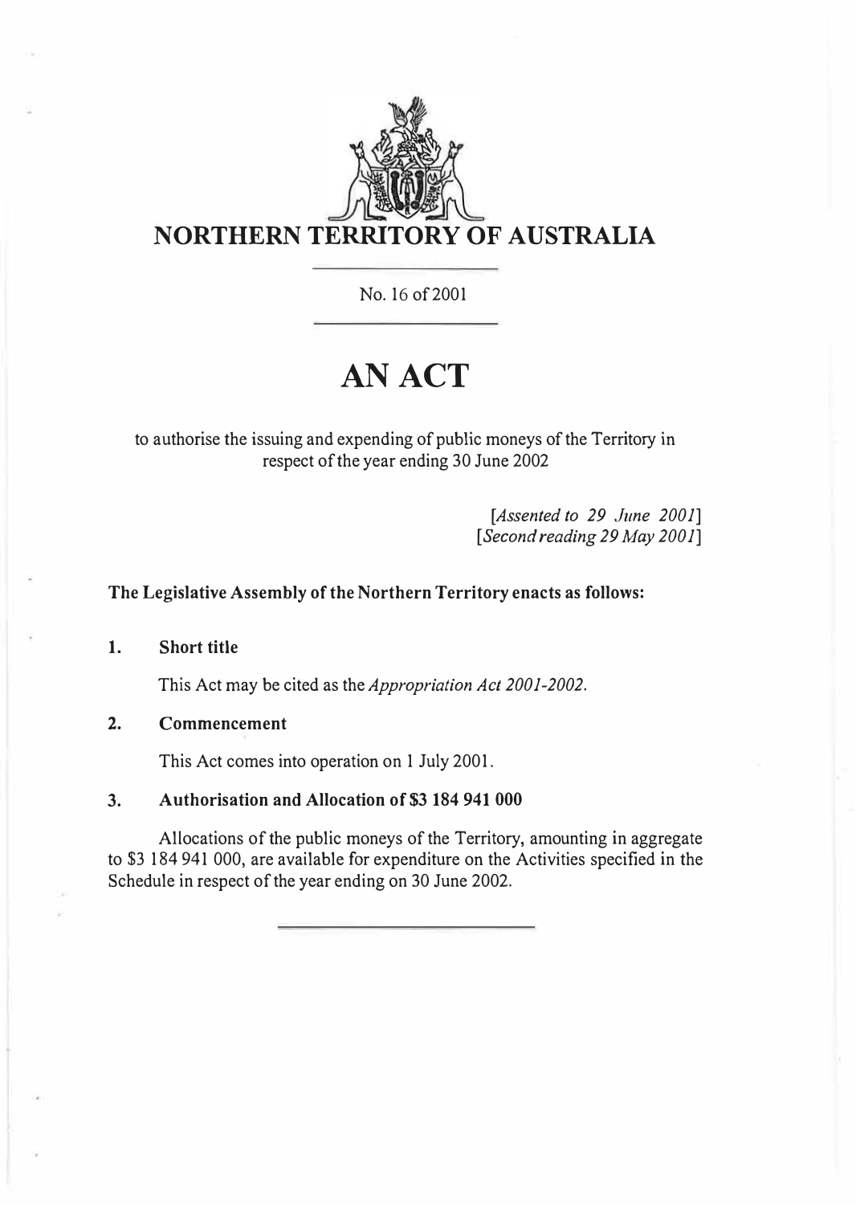# NORTHERN TERRITORY OF AUSTRALIA

No. 16 of 2001

# AN ACT

to authorise the issuing and expending of public moneys of the Territory in respect of the year ending 30 June 2002

*[Assented to 29 June 2001]*
*[Second reading 29 May 2001]*

**The Legislative Assembly of the Northern Territory enacts as follows:**

### 1. Short title

This Act may be cited as the *Appropriation Act 2001-2002*.

### 2. Commencement

This Act comes into operation on 1 July 2001.

### 3. Authorisation and Allocation of $3 184 941 000

Allocations of the public moneys of the Territory, amounting in aggregate to $3 184 941 000, are available for expenditure on the Activities specified in the Schedule in respect of the year ending on 30 June 2002.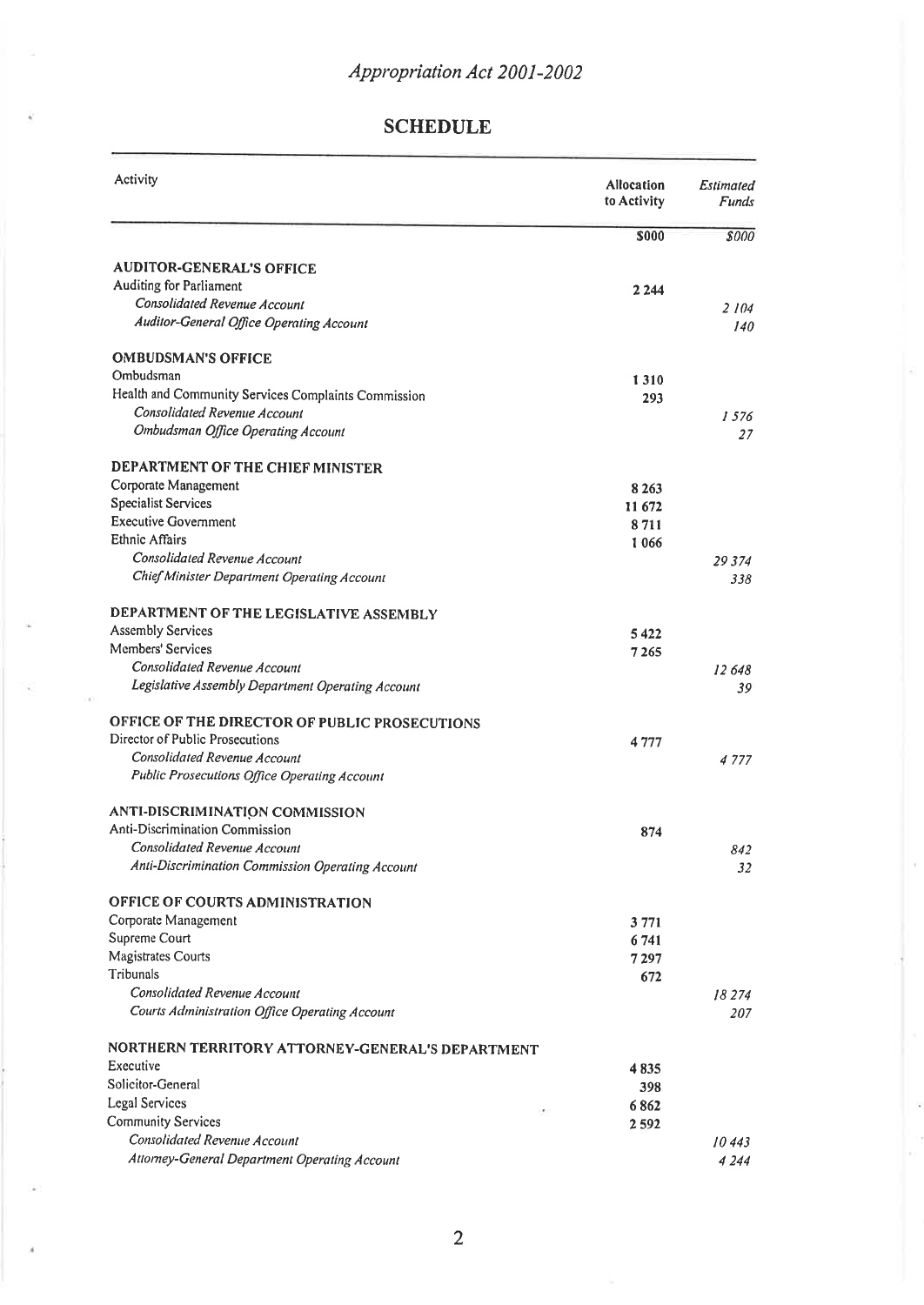# Appropriation Act 2001-2002

## SCHEDULE

| Activity | Allocation to Activity | *Estimated Funds* |
|---|---|---|
| | **$000** | *$000* |
| **AUDITOR-GENERAL'S OFFICE** | | |
| Auditing for Parliament | 2 244 | |
| *Consolidated Revenue Account* | | *2 104* |
| *Auditor-General Office Operating Account* | | *140* |
| **OMBUDSMAN'S OFFICE** | | |
| Ombudsman | 1 310 | |
| Health and Community Services Complaints Commission | 293 | |
| *Consolidated Revenue Account* | | *1 576* |
| *Ombudsman Office Operating Account* | | *27* |
| **DEPARTMENT OF THE CHIEF MINISTER** | | |
| Corporate Management | 8 263 | |
| Specialist Services | 11 672 | |
| Executive Government | 8 711 | |
| Ethnic Affairs | 1 066 | |
| *Consolidated Revenue Account* | | *29 374* |
| *Chief Minister Department Operating Account* | | *338* |
| **DEPARTMENT OF THE LEGISLATIVE ASSEMBLY** | | |
| Assembly Services | 5 422 | |
| Members' Services | 7 265 | |
| *Consolidated Revenue Account* | | *12 648* |
| *Legislative Assembly Department Operating Account* | | *39* |
| **OFFICE OF THE DIRECTOR OF PUBLIC PROSECUTIONS** | | |
| Director of Public Prosecutions | 4 777 | |
| *Consolidated Revenue Account* | | *4 777* |
| *Public Prosecutions Office Operating Account* | | |
| **ANTI-DISCRIMINATION COMMISSION** | | |
| Anti-Discrimination Commission | 874 | |
| *Consolidated Revenue Account* | | *842* |
| *Anti-Discrimination Commission Operating Account* | | *32* |
| **OFFICE OF COURTS ADMINISTRATION** | | |
| Corporate Management | 3 771 | |
| Supreme Court | 6 741 | |
| Magistrates Courts | 7 297 | |
| Tribunals | 672 | |
| *Consolidated Revenue Account* | | *18 274* |
| *Courts Administration Office Operating Account* | | *207* |
| **NORTHERN TERRITORY ATTORNEY-GENERAL'S DEPARTMENT** | | |
| Executive | 4 835 | |
| Solicitor-General | 398 | |
| Legal Services | 6 862 | |
| Community Services | 2 592 | |
| *Consolidated Revenue Account* | | *10 443* |
| *Attorney-General Department Operating Account* | | *4 244* |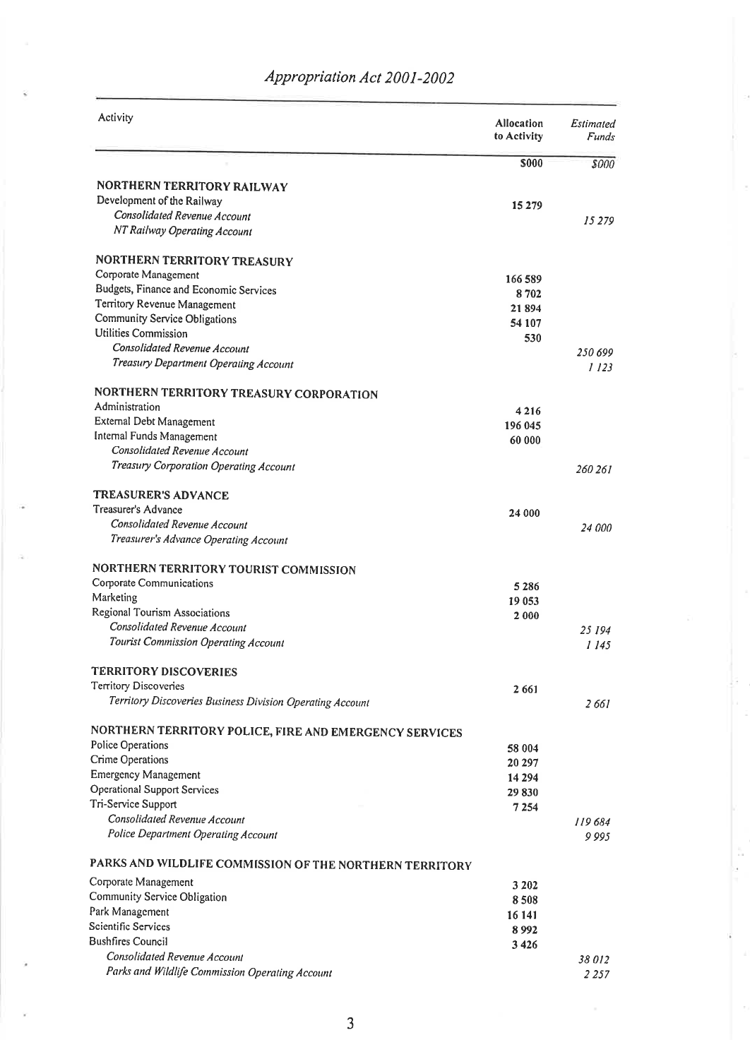# *Appropriation Act 2001-2002*

| Activity | Allocation to Activity | *Estimated Funds* |
|---|---|---|
| | $000 | *$000* |
| **NORTHERN TERRITORY RAILWAY** | | |
| Development of the Railway | 15 279 | |
| *Consolidated Revenue Account* | | *15 279* |
| *NT Railway Operating Account* | | |
| **NORTHERN TERRITORY TREASURY** | | |
| Corporate Management | 166 589 | |
| Budgets, Finance and Economic Services | 8 702 | |
| Territory Revenue Management | 21 894 | |
| Community Service Obligations | 54 107 | |
| Utilities Commission | 530 | |
| *Consolidated Revenue Account* | | *250 699* |
| *Treasury Department Operating Account* | | *1 123* |
| **NORTHERN TERRITORY TREASURY CORPORATION** | | |
| Administration | 4 216 | |
| External Debt Management | 196 045 | |
| Internal Funds Management | 60 000 | |
| *Consolidated Revenue Account* | | |
| *Treasury Corporation Operating Account* | | *260 261* |
| **TREASURER'S ADVANCE** | | |
| Treasurer's Advance | 24 000 | |
| *Consolidated Revenue Account* | | *24 000* |
| *Treasurer's Advance Operating Account* | | |
| **NORTHERN TERRITORY TOURIST COMMISSION** | | |
| Corporate Communications | 5 286 | |
| Marketing | 19 053 | |
| Regional Tourism Associations | 2 000 | |
| *Consolidated Revenue Account* | | *25 194* |
| *Tourist Commission Operating Account* | | *1 145* |
| **TERRITORY DISCOVERIES** | | |
| Territory Discoveries | 2 661 | |
| *Territory Discoveries Business Division Operating Account* | | *2 661* |
| **NORTHERN TERRITORY POLICE, FIRE AND EMERGENCY SERVICES** | | |
| Police Operations | 58 004 | |
| Crime Operations | 20 297 | |
| Emergency Management | 14 294 | |
| Operational Support Services | 29 830 | |
| Tri-Service Support | 7 254 | |
| *Consolidated Revenue Account* | | *119 684* |
| *Police Department Operating Account* | | *9 995* |
| **PARKS AND WILDLIFE COMMISSION OF THE NORTHERN TERRITORY** | | |
| Corporate Management | 3 202 | |
| Community Service Obligation | 8 508 | |
| Park Management | 16 141 | |
| Scientific Services | 8 992 | |
| Bushfires Council | 3 426 | |
| *Consolidated Revenue Account* | | *38 012* |
| *Parks and Wildlife Commission Operating Account* | | *2 257* |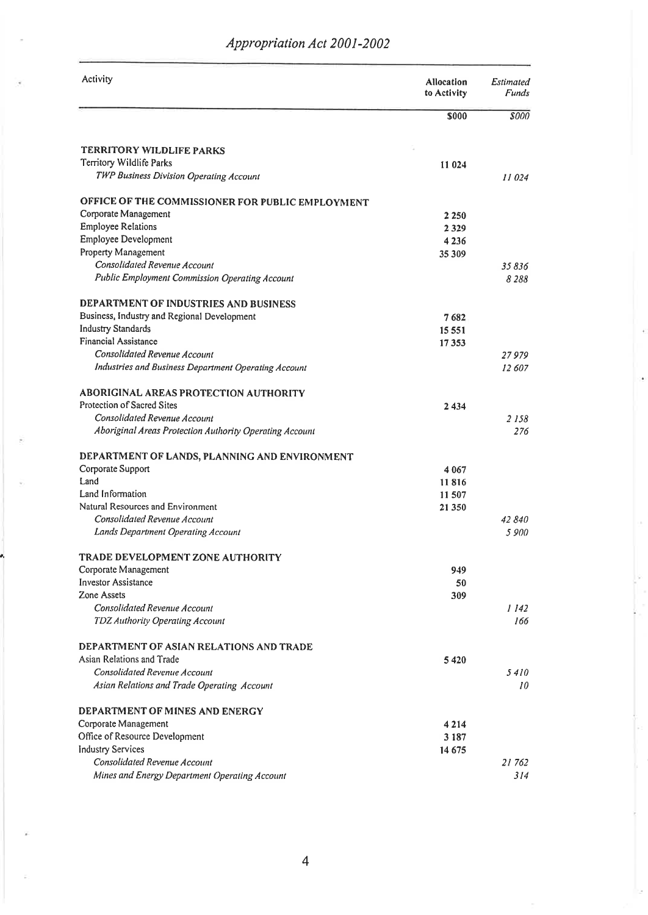| Activity | Allocation to Activity | *Estimated Funds* |
|---|---|---|
| | **$000** | *$000* |
| **TERRITORY WILDLIFE PARKS** | | |
| Territory Wildlife Parks | 11 024 | |
| *TWP Business Division Operating Account* | | *11 024* |
| **OFFICE OF THE COMMISSIONER FOR PUBLIC EMPLOYMENT** | | |
| Corporate Management | 2 250 | |
| Employee Relations | 2 329 | |
| Employee Development | 4 236 | |
| Property Management | 35 309 | |
| *Consolidated Revenue Account* | | *35 836* |
| *Public Employment Commission Operating Account* | | *8 288* |
| **DEPARTMENT OF INDUSTRIES AND BUSINESS** | | |
| Business, Industry and Regional Development | 7 682 | |
| Industry Standards | 15 551 | |
| Financial Assistance | 17 353 | |
| *Consolidated Revenue Account* | | *27 979* |
| *Industries and Business Department Operating Account* | | *12 607* |
| **ABORIGINAL AREAS PROTECTION AUTHORITY** | | |
| Protection of Sacred Sites | 2 434 | |
| *Consolidated Revenue Account* | | *2 158* |
| *Aboriginal Areas Protection Authority Operating Account* | | *276* |
| **DEPARTMENT OF LANDS, PLANNING AND ENVIRONMENT** | | |
| Corporate Support | 4 067 | |
| Land | 11 816 | |
| Land Information | 11 507 | |
| Natural Resources and Environment | 21 350 | |
| *Consolidated Revenue Account* | | *42 840* |
| *Lands Department Operating Account* | | *5 900* |
| **TRADE DEVELOPMENT ZONE AUTHORITY** | | |
| Corporate Management | 949 | |
| Investor Assistance | 50 | |
| Zone Assets | 309 | |
| *Consolidated Revenue Account* | | *1 142* |
| *TDZ Authority Operating Account* | | *166* |
| **DEPARTMENT OF ASIAN RELATIONS AND TRADE** | | |
| Asian Relations and Trade | 5 420 | |
| *Consolidated Revenue Account* | | *5 410* |
| *Asian Relations and Trade Operating Account* | | *10* |
| **DEPARTMENT OF MINES AND ENERGY** | | |
| Corporate Management | 4 214 | |
| Office of Resource Development | 3 187 | |
| Industry Services | 14 675 | |
| *Consolidated Revenue Account* | | *21 762* |
| *Mines and Energy Department Operating Account* | | *314* |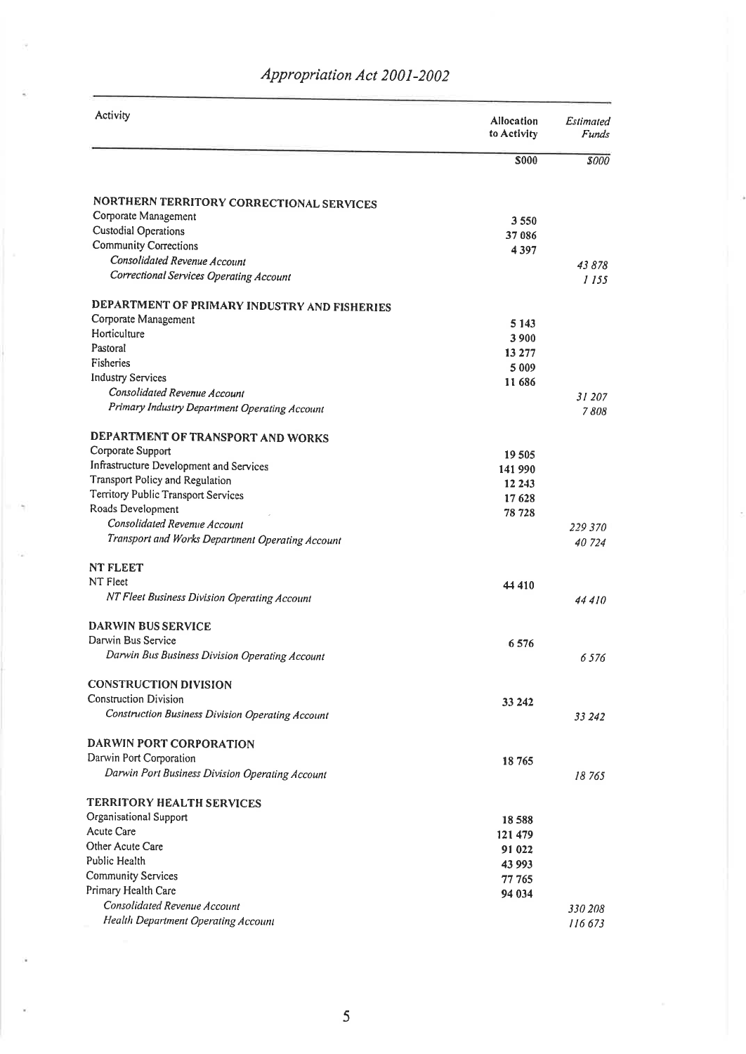# *Appropriation Act 2001-2002*

| Activity | Allocation to Activity | *Estimated Funds* |
|---|---|---|
| | $000 | *$000* |
| **NORTHERN TERRITORY CORRECTIONAL SERVICES** | | |
| Corporate Management | 3 550 | |
| Custodial Operations | 37 086 | |
| Community Corrections | 4 397 | |
| *Consolidated Revenue Account* | | *43 878* |
| *Correctional Services Operating Account* | | *1 155* |
| **DEPARTMENT OF PRIMARY INDUSTRY AND FISHERIES** | | |
| Corporate Management | 5 143 | |
| Horticulture | 3 900 | |
| Pastoral | 13 277 | |
| Fisheries | 5 009 | |
| Industry Services | 11 686 | |
| *Consolidated Revenue Account* | | *31 207* |
| *Primary Industry Department Operating Account* | | *7 808* |
| **DEPARTMENT OF TRANSPORT AND WORKS** | | |
| Corporate Support | 19 505 | |
| Infrastructure Development and Services | 141 990 | |
| Transport Policy and Regulation | 12 243 | |
| Territory Public Transport Services | 17 628 | |
| Roads Development | 78 728 | |
| *Consolidated Revenue Account* | | *229 370* |
| *Transport and Works Department Operating Account* | | *40 724* |
| **NT FLEET** | | |
| NT Fleet | 44 410 | |
| *NT Fleet Business Division Operating Account* | | *44 410* |
| **DARWIN BUS SERVICE** | | |
| Darwin Bus Service | 6 576 | |
| *Darwin Bus Business Division Operating Account* | | *6 576* |
| **CONSTRUCTION DIVISION** | | |
| Construction Division | 33 242 | |
| *Construction Business Division Operating Account* | | *33 242* |
| **DARWIN PORT CORPORATION** | | |
| Darwin Port Corporation | 18 765 | |
| *Darwin Port Business Division Operating Account* | | *18 765* |
| **TERRITORY HEALTH SERVICES** | | |
| Organisational Support | 18 588 | |
| Acute Care | 121 479 | |
| Other Acute Care | 91 022 | |
| Public Health | 43 993 | |
| Community Services | 77 765 | |
| Primary Health Care | 94 034 | |
| *Consolidated Revenue Account* | | *330 208* |
| *Health Department Operating Account* | | *116 673* |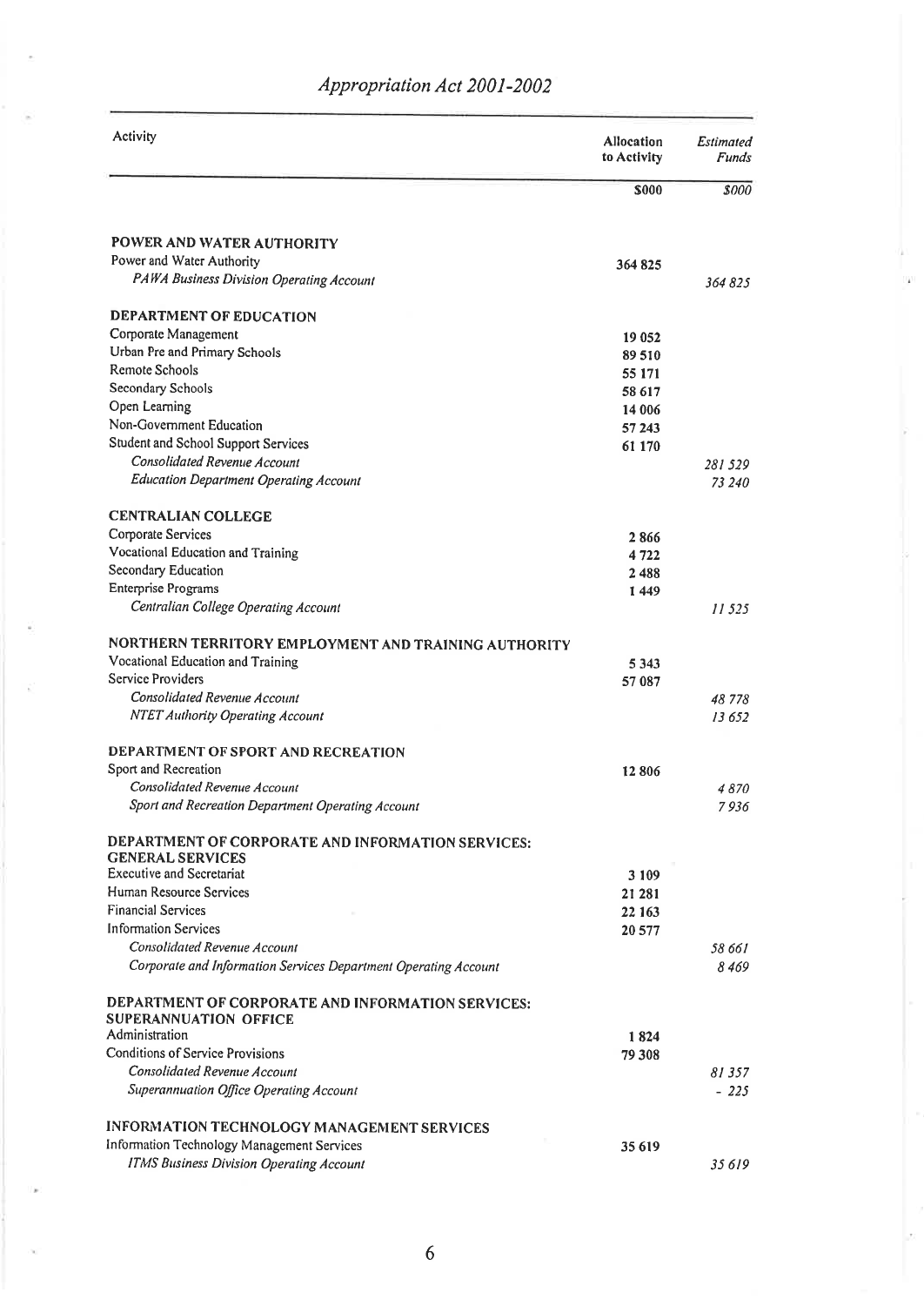# *Appropriation Act 2001-2002*

| Activity | Allocation to Activity | *Estimated Funds* |
|---|---|---|
| | **$000** | *$000* |
| **POWER AND WATER AUTHORITY** | | |
| Power and Water Authority | 364 825 | |
| *PAWA Business Division Operating Account* | | *364 825* |
| **DEPARTMENT OF EDUCATION** | | |
| Corporate Management | 19 052 | |
| Urban Pre and Primary Schools | 89 510 | |
| Remote Schools | 55 171 | |
| Secondary Schools | 58 617 | |
| Open Learning | 14 006 | |
| Non-Government Education | 57 243 | |
| Student and School Support Services | 61 170 | |
| *Consolidated Revenue Account* | | *281 529* |
| *Education Department Operating Account* | | *73 240* |
| **CENTRALIAN COLLEGE** | | |
| Corporate Services | 2 866 | |
| Vocational Education and Training | 4 722 | |
| Secondary Education | 2 488 | |
| Enterprise Programs | 1 449 | |
| *Centralian College Operating Account* | | *11 525* |
| **NORTHERN TERRITORY EMPLOYMENT AND TRAINING AUTHORITY** | | |
| Vocational Education and Training | 5 343 | |
| Service Providers | 57 087 | |
| *Consolidated Revenue Account* | | *48 778* |
| *NTET Authority Operating Account* | | *13 652* |
| **DEPARTMENT OF SPORT AND RECREATION** | | |
| Sport and Recreation | 12 806 | |
| *Consolidated Revenue Account* | | *4 870* |
| *Sport and Recreation Department Operating Account* | | *7 936* |
| **DEPARTMENT OF CORPORATE AND INFORMATION SERVICES: GENERAL SERVICES** | | |
| Executive and Secretariat | 3 109 | |
| Human Resource Services | 21 281 | |
| Financial Services | 22 163 | |
| Information Services | 20 577 | |
| *Consolidated Revenue Account* | | *58 661* |
| *Corporate and Information Services Department Operating Account* | | *8 469* |
| **DEPARTMENT OF CORPORATE AND INFORMATION SERVICES: SUPERANNUATION OFFICE** | | |
| Administration | 1 824 | |
| Conditions of Service Provisions | 79 308 | |
| *Consolidated Revenue Account* | | *81 357* |
| *Superannuation Office Operating Account* | | *- 225* |
| **INFORMATION TECHNOLOGY MANAGEMENT SERVICES** | | |
| Information Technology Management Services | 35 619 | |
| *ITMS Business Division Operating Account* | | *35 619* |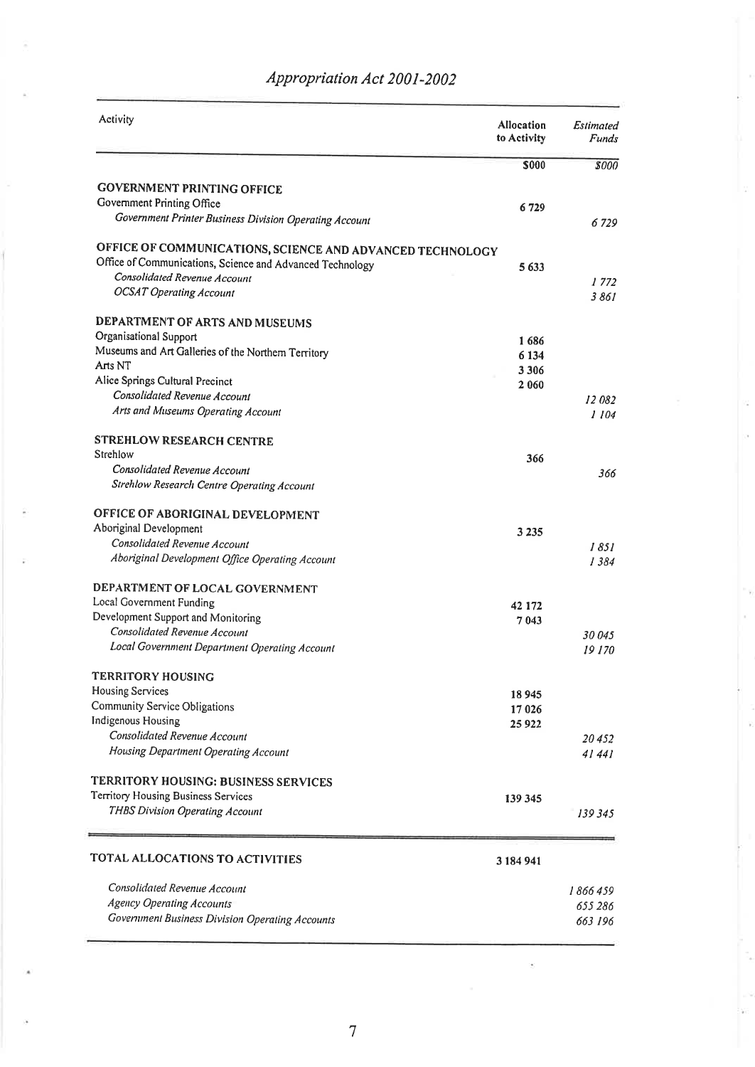# *Appropriation Act 2001-2002*

| Activity | Allocation to Activity | *Estimated Funds* |
|---|---|---|
| | **$000** | *$000* |
| **GOVERNMENT PRINTING OFFICE** | | |
| Government Printing Office | 6 729 | |
| *Government Printer Business Division Operating Account* | | *6 729* |
| **OFFICE OF COMMUNICATIONS, SCIENCE AND ADVANCED TECHNOLOGY** | | |
| Office of Communications, Science and Advanced Technology | 5 633 | |
| *Consolidated Revenue Account* | | *1 772* |
| *OCSAT Operating Account* | | *3 861* |
| **DEPARTMENT OF ARTS AND MUSEUMS** | | |
| Organisational Support | 1 686 | |
| Museums and Art Galleries of the Northern Territory | 6 134 | |
| Arts NT | 3 306 | |
| Alice Springs Cultural Precinct | 2 060 | |
| *Consolidated Revenue Account* | | *12 082* |
| *Arts and Museums Operating Account* | | *1 104* |
| **STREHLOW RESEARCH CENTRE** | | |
| Strehlow | 366 | |
| *Consolidated Revenue Account* | | *366* |
| *Strehlow Research Centre Operating Account* | | |
| **OFFICE OF ABORIGINAL DEVELOPMENT** | | |
| Aboriginal Development | 3 235 | |
| *Consolidated Revenue Account* | | *1 851* |
| *Aboriginal Development Office Operating Account* | | *1 384* |
| **DEPARTMENT OF LOCAL GOVERNMENT** | | |
| Local Government Funding | 42 172 | |
| Development Support and Monitoring | 7 043 | |
| *Consolidated Revenue Account* | | *30 045* |
| *Local Government Department Operating Account* | | *19 170* |
| **TERRITORY HOUSING** | | |
| Housing Services | 18 945 | |
| Community Service Obligations | 17 026 | |
| Indigenous Housing | 25 922 | |
| *Consolidated Revenue Account* | | *20 452* |
| *Housing Department Operating Account* | | *41 441* |
| **TERRITORY HOUSING: BUSINESS SERVICES** | | |
| Territory Housing Business Services | 139 345 | |
| *THBS Division Operating Account* | | *139 345* |
| **TOTAL ALLOCATIONS TO ACTIVITIES** | 3 184 941 | |
| *Consolidated Revenue Account* | | *1 866 459* |
| *Agency Operating Accounts* | | *655 286* |
| *Government Business Division Operating Accounts* | | *663 196* |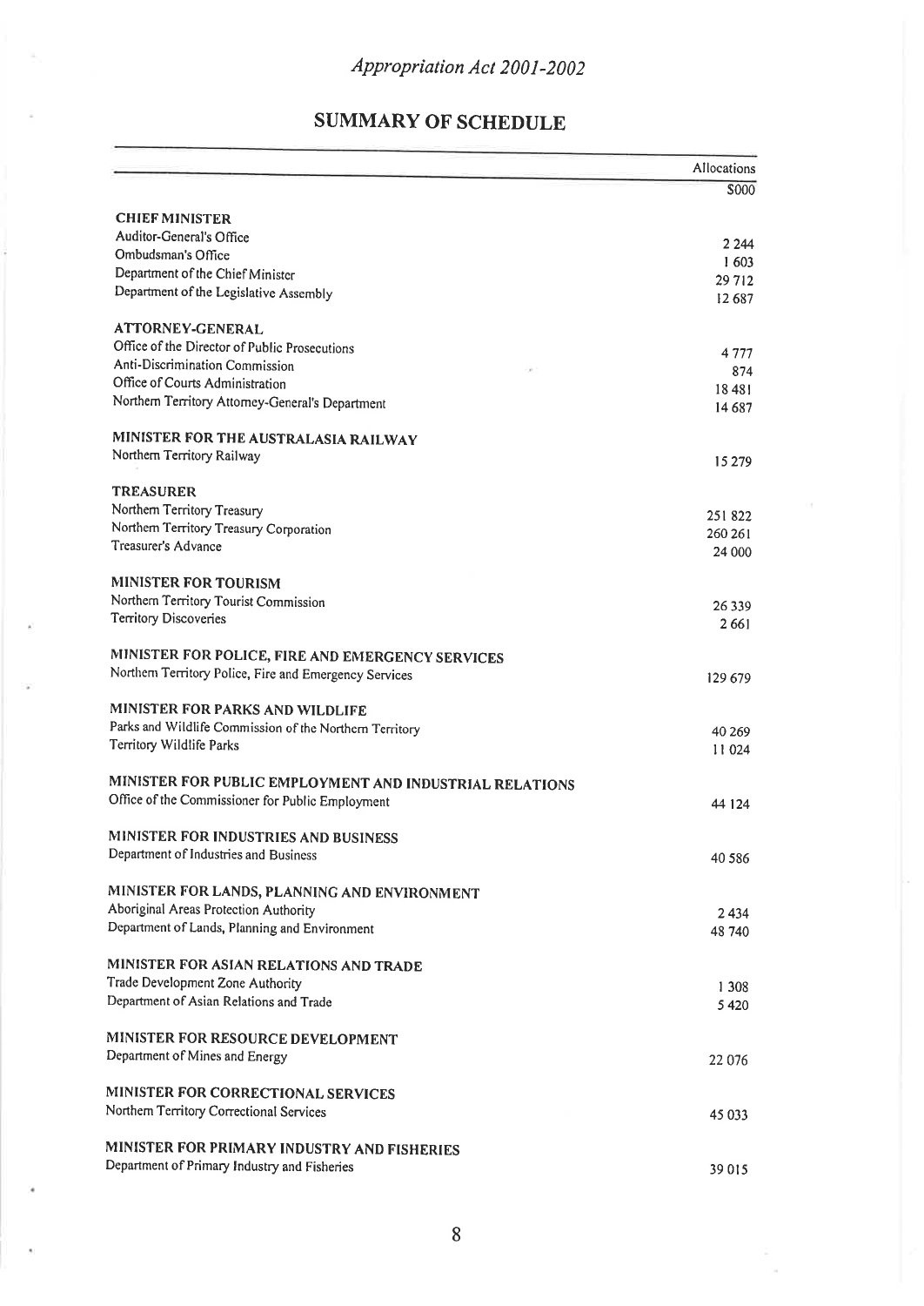*Appropriation Act 2001-2002*

## SUMMARY OF SCHEDULE

| | Allocations |
|---|---|
| | $000 |
| **CHIEF MINISTER** | |
| Auditor-General's Office | 2 244 |
| Ombudsman's Office | 1 603 |
| Department of the Chief Minister | 29 712 |
| Department of the Legislative Assembly | 12 687 |
| **ATTORNEY-GENERAL** | |
| Office of the Director of Public Prosecutions | 4 777 |
| Anti-Discrimination Commission | 874 |
| Office of Courts Administration | 18 481 |
| Northern Territory Attorney-General's Department | 14 687 |
| **MINISTER FOR THE AUSTRALASIA RAILWAY** | |
| Northern Territory Railway | 15 279 |
| **TREASURER** | |
| Northern Territory Treasury | 251 822 |
| Northern Territory Treasury Corporation | 260 261 |
| Treasurer's Advance | 24 000 |
| **MINISTER FOR TOURISM** | |
| Northern Territory Tourist Commission | 26 339 |
| Territory Discoveries | 2 661 |
| **MINISTER FOR POLICE, FIRE AND EMERGENCY SERVICES** | |
| Northern Territory Police, Fire and Emergency Services | 129 679 |
| **MINISTER FOR PARKS AND WILDLIFE** | |
| Parks and Wildlife Commission of the Northern Territory | 40 269 |
| Territory Wildlife Parks | 11 024 |
| **MINISTER FOR PUBLIC EMPLOYMENT AND INDUSTRIAL RELATIONS** | |
| Office of the Commissioner for Public Employment | 44 124 |
| **MINISTER FOR INDUSTRIES AND BUSINESS** | |
| Department of Industries and Business | 40 586 |
| **MINISTER FOR LANDS, PLANNING AND ENVIRONMENT** | |
| Aboriginal Areas Protection Authority | 2 434 |
| Department of Lands, Planning and Environment | 48 740 |
| **MINISTER FOR ASIAN RELATIONS AND TRADE** | |
| Trade Development Zone Authority | 1 308 |
| Department of Asian Relations and Trade | 5 420 |
| **MINISTER FOR RESOURCE DEVELOPMENT** | |
| Department of Mines and Energy | 22 076 |
| **MINISTER FOR CORRECTIONAL SERVICES** | |
| Northern Territory Correctional Services | 45 033 |
| **MINISTER FOR PRIMARY INDUSTRY AND FISHERIES** | |
| Department of Primary Industry and Fisheries | 39 015 |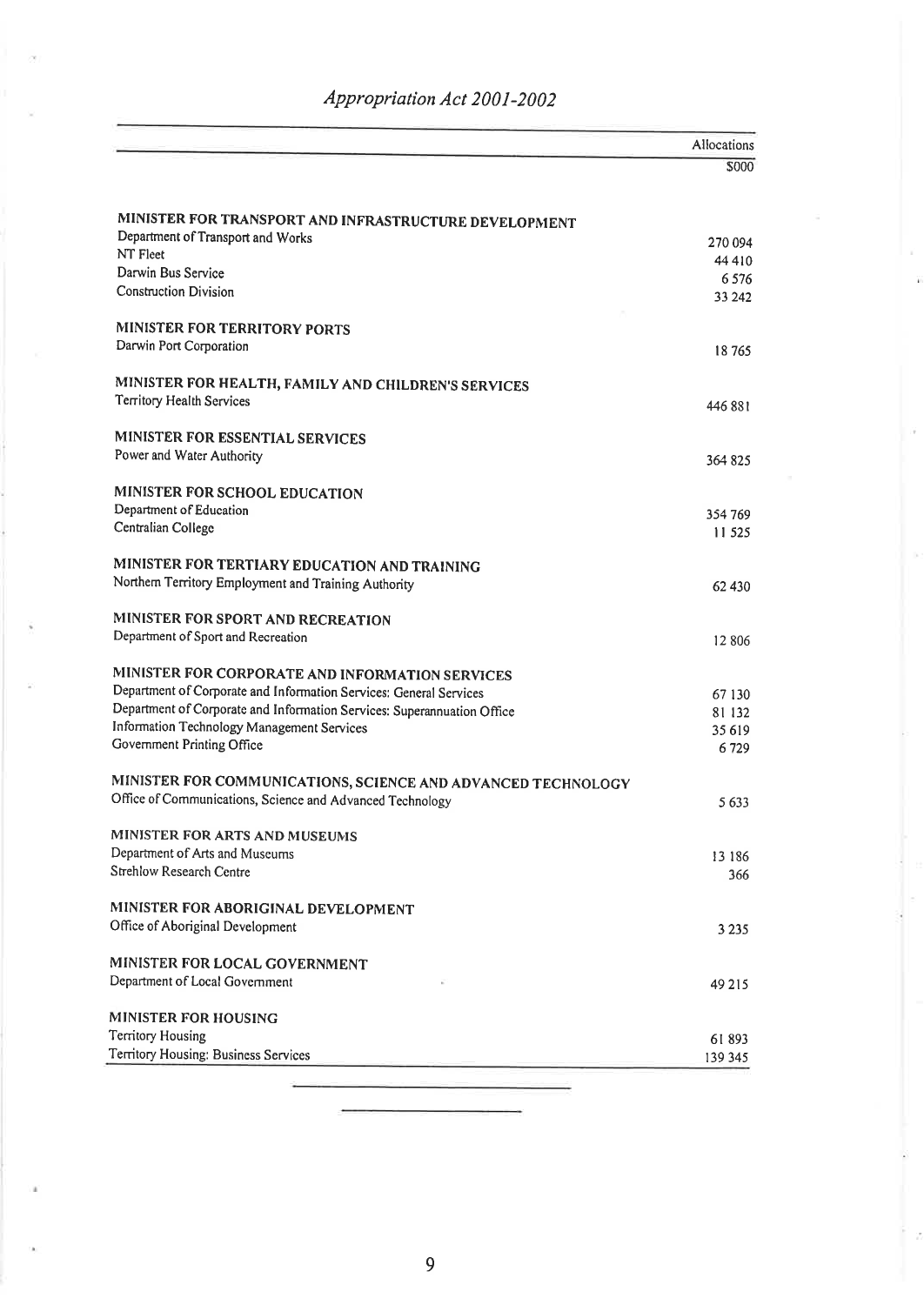*Appropriation Act 2001-2002*

| | Allocations |
|---|---|
| | $000 |
| **MINISTER FOR TRANSPORT AND INFRASTRUCTURE DEVELOPMENT** | |
| Department of Transport and Works | 270 094 |
| NT Fleet | 44 410 |
| Darwin Bus Service | 6 576 |
| Construction Division | 33 242 |
| **MINISTER FOR TERRITORY PORTS** | |
| Darwin Port Corporation | 18 765 |
| **MINISTER FOR HEALTH, FAMILY AND CHILDREN'S SERVICES** | |
| Territory Health Services | 446 881 |
| **MINISTER FOR ESSENTIAL SERVICES** | |
| Power and Water Authority | 364 825 |
| **MINISTER FOR SCHOOL EDUCATION** | |
| Department of Education | 354 769 |
| Centralian College | 11 525 |
| **MINISTER FOR TERTIARY EDUCATION AND TRAINING** | |
| Northern Territory Employment and Training Authority | 62 430 |
| **MINISTER FOR SPORT AND RECREATION** | |
| Department of Sport and Recreation | 12 806 |
| **MINISTER FOR CORPORATE AND INFORMATION SERVICES** | |
| Department of Corporate and Information Services: General Services | 67 130 |
| Department of Corporate and Information Services: Superannuation Office | 81 132 |
| Information Technology Management Services | 35 619 |
| Government Printing Office | 6 729 |
| **MINISTER FOR COMMUNICATIONS, SCIENCE AND ADVANCED TECHNOLOGY** | |
| Office of Communications, Science and Advanced Technology | 5 633 |
| **MINISTER FOR ARTS AND MUSEUMS** | |
| Department of Arts and Museums | 13 186 |
| Strehlow Research Centre | 366 |
| **MINISTER FOR ABORIGINAL DEVELOPMENT** | |
| Office of Aboriginal Development | 3 235 |
| **MINISTER FOR LOCAL GOVERNMENT** | |
| Department of Local Government | 49 215 |
| **MINISTER FOR HOUSING** | |
| Territory Housing | 61 893 |
| Territory Housing: Business Services | 139 345 |